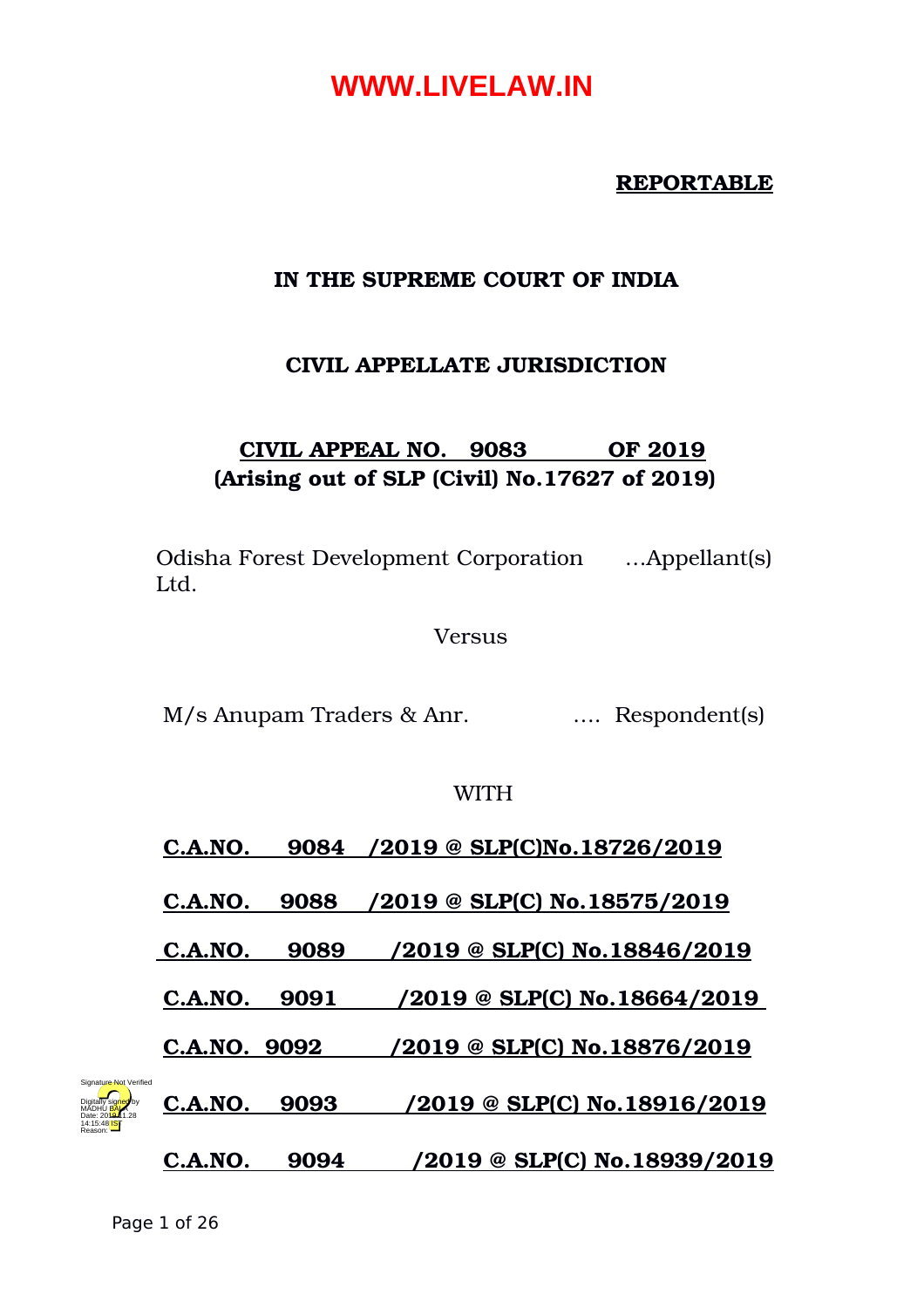**REPORTABLE**

**IN THE SUPREME COURT OF INDIA**

**CIVIL APPELLATE JURISDICTION**

**CIVIL APPEAL NO. 9083 OF 2019**
**(Arising out of SLP (Civil) No.17627 of 2019)**

Odisha Forest Development Corporation Ltd. ...Appellant(s)

Versus

M/s Anupam Traders & Anr. .... Respondent(s)

WITH

**C.A.NO. 9084 /2019 @ SLP(C)No.18726/2019**

**C.A.NO. 9088 /2019 @ SLP(C) No.18575/2019**

**C.A.NO. 9089 /2019 @ SLP(C) No.18846/2019**

**C.A.NO. 9091 /2019 @ SLP(C) No.18664/2019**

**C.A.NO. 9092 /2019 @ SLP(C) No.18876/2019**

**C.A.NO. 9093 /2019 @ SLP(C) No.18916/2019**

**C.A.NO. 9094 /2019 @ SLP(C) No.18939/2019**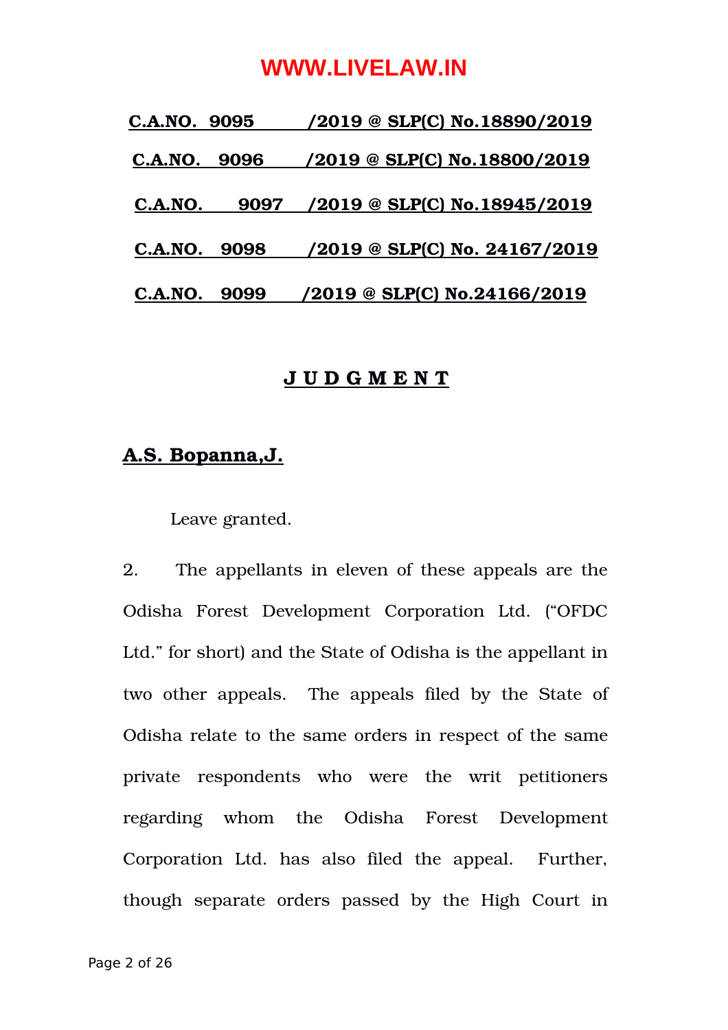**C.A.NO. 9095 /2019 @ SLP(C) No.18890/2019**

**C.A.NO. 9096 /2019 @ SLP(C) No.18800/2019**

**C.A.NO. 9097 /2019 @ SLP(C) No.18945/2019**

**C.A.NO. 9098 /2019 @ SLP(C) No. 24167/2019**

**C.A.NO. 9099 /2019 @ SLP(C) No.24166/2019**

## J U D G M E N T

**A.S. Bopanna,J.**

Leave granted.

2. The appellants in eleven of these appeals are the Odisha Forest Development Corporation Ltd. ("OFDC Ltd." for short) and the State of Odisha is the appellant in two other appeals. The appeals filed by the State of Odisha relate to the same orders in respect of the same private respondents who were the writ petitioners regarding whom the Odisha Forest Development Corporation Ltd. has also filed the appeal. Further, though separate orders passed by the High Court in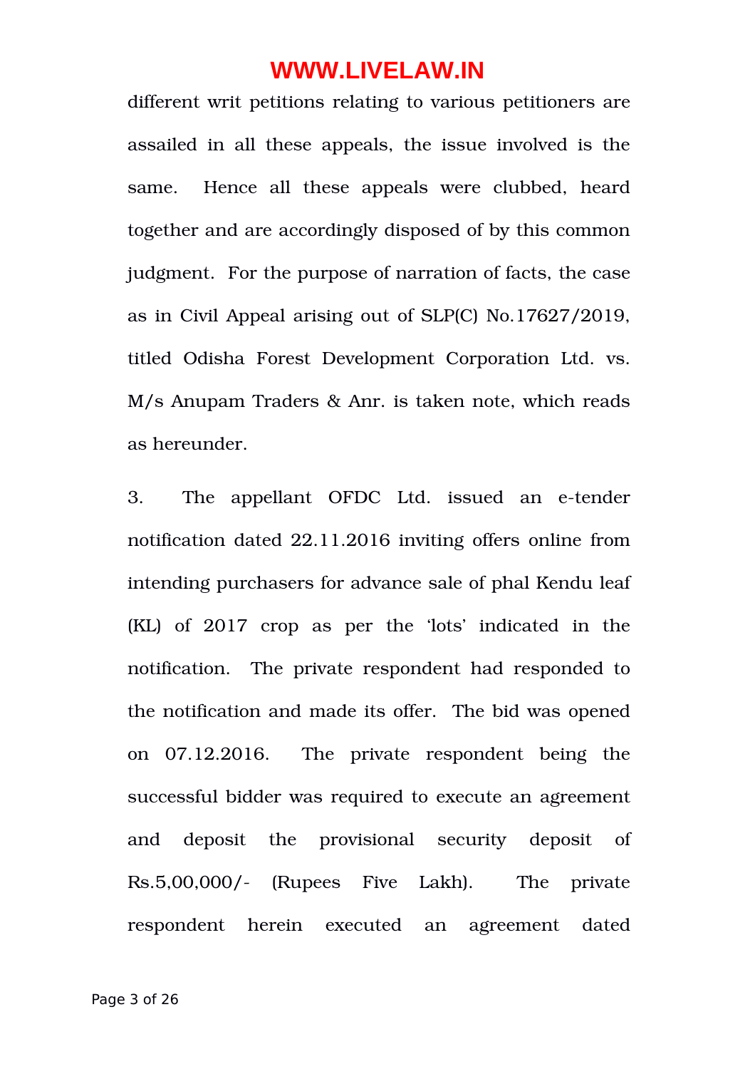different writ petitions relating to various petitioners are assailed in all these appeals, the issue involved is the same. Hence all these appeals were clubbed, heard together and are accordingly disposed of by this common judgment. For the purpose of narration of facts, the case as in Civil Appeal arising out of SLP(C) No.17627/2019, titled Odisha Forest Development Corporation Ltd. vs. M/s Anupam Traders & Anr. is taken note, which reads as hereunder.

3. The appellant OFDC Ltd. issued an e-tender notification dated 22.11.2016 inviting offers online from intending purchasers for advance sale of phal Kendu leaf (KL) of 2017 crop as per the 'lots' indicated in the notification. The private respondent had responded to the notification and made its offer. The bid was opened on 07.12.2016. The private respondent being the successful bidder was required to execute an agreement and deposit the provisional security deposit of Rs.5,00,000/- (Rupees Five Lakh). The private respondent herein executed an agreement dated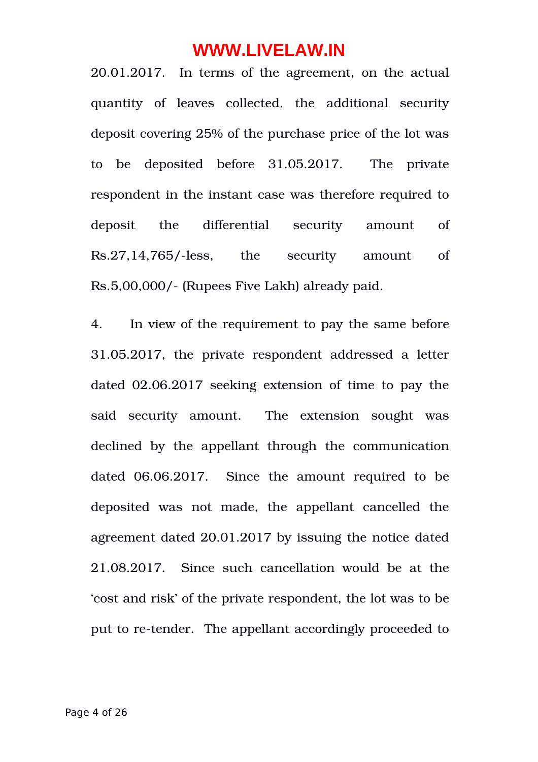20.01.2017. In terms of the agreement, on the actual quantity of leaves collected, the additional security deposit covering 25% of the purchase price of the lot was to be deposited before 31.05.2017. The private respondent in the instant case was therefore required to deposit the differential security amount of Rs.27,14,765/-less, the security amount of Rs.5,00,000/- (Rupees Five Lakh) already paid.

4. In view of the requirement to pay the same before 31.05.2017, the private respondent addressed a letter dated 02.06.2017 seeking extension of time to pay the said security amount. The extension sought was declined by the appellant through the communication dated 06.06.2017. Since the amount required to be deposited was not made, the appellant cancelled the agreement dated 20.01.2017 by issuing the notice dated 21.08.2017. Since such cancellation would be at the 'cost and risk' of the private respondent, the lot was to be put to re-tender. The appellant accordingly proceeded to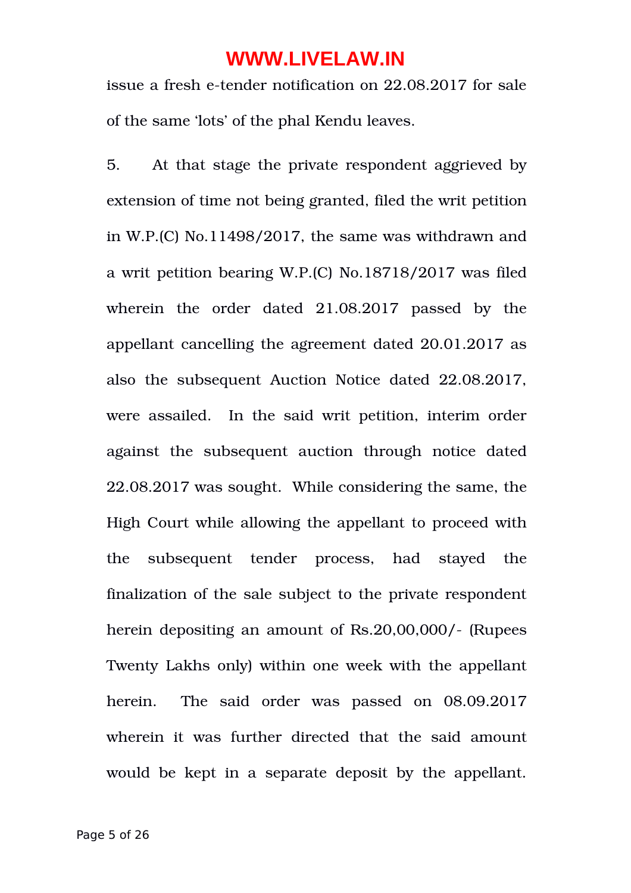issue a fresh e-tender notification on 22.08.2017 for sale of the same 'lots' of the phal Kendu leaves.

5. At that stage the private respondent aggrieved by extension of time not being granted, filed the writ petition in W.P.(C) No.11498/2017, the same was withdrawn and a writ petition bearing W.P.(C) No.18718/2017 was filed wherein the order dated 21.08.2017 passed by the appellant cancelling the agreement dated 20.01.2017 as also the subsequent Auction Notice dated 22.08.2017, were assailed. In the said writ petition, interim order against the subsequent auction through notice dated 22.08.2017 was sought. While considering the same, the High Court while allowing the appellant to proceed with the subsequent tender process, had stayed the finalization of the sale subject to the private respondent herein depositing an amount of Rs.20,00,000/- (Rupees Twenty Lakhs only) within one week with the appellant herein. The said order was passed on 08.09.2017 wherein it was further directed that the said amount would be kept in a separate deposit by the appellant.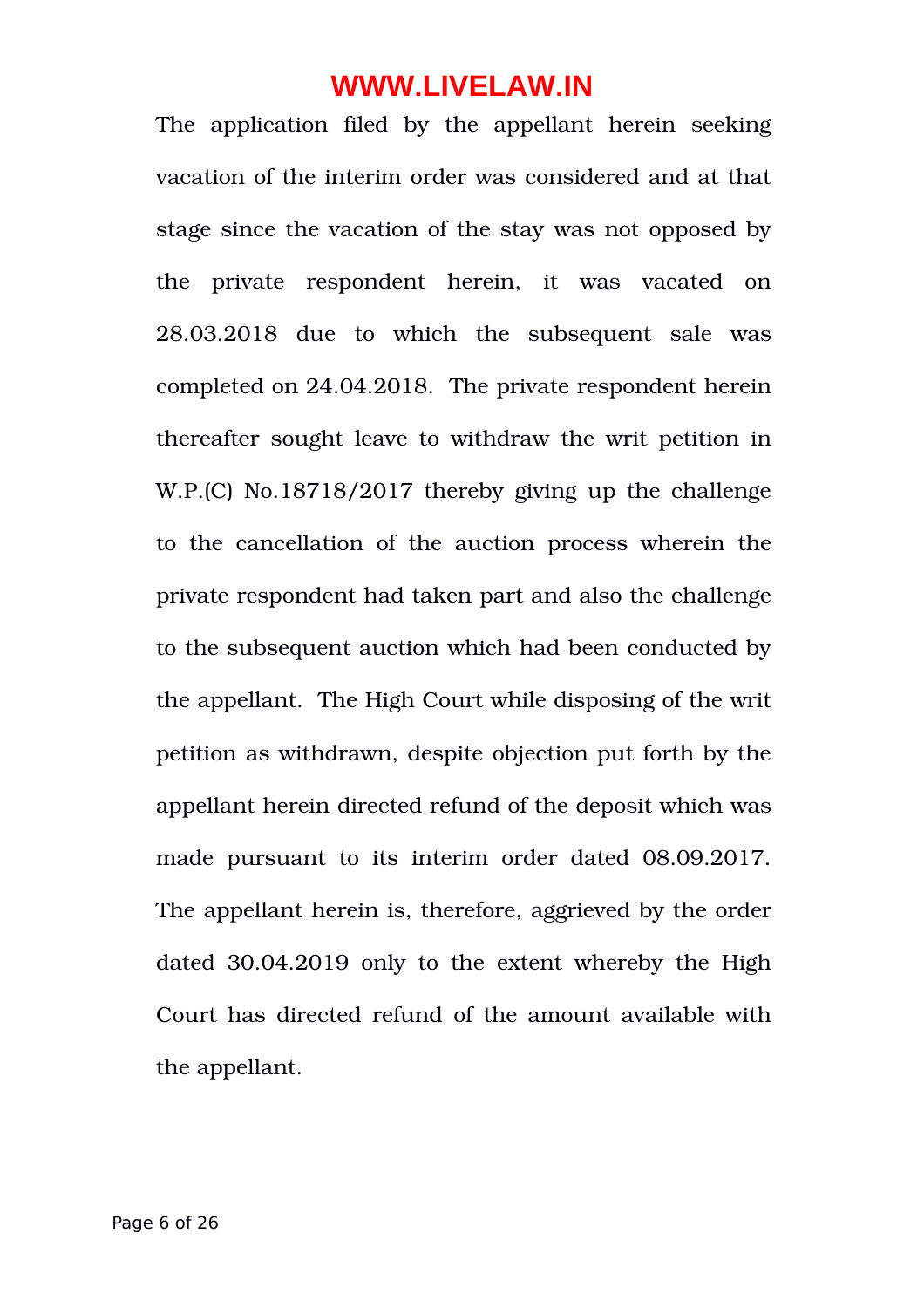The application filed by the appellant herein seeking vacation of the interim order was considered and at that stage since the vacation of the stay was not opposed by the private respondent herein, it was vacated on 28.03.2018 due to which the subsequent sale was completed on 24.04.2018. The private respondent herein thereafter sought leave to withdraw the writ petition in W.P.(C) No.18718/2017 thereby giving up the challenge to the cancellation of the auction process wherein the private respondent had taken part and also the challenge to the subsequent auction which had been conducted by the appellant. The High Court while disposing of the writ petition as withdrawn, despite objection put forth by the appellant herein directed refund of the deposit which was made pursuant to its interim order dated 08.09.2017. The appellant herein is, therefore, aggrieved by the order dated 30.04.2019 only to the extent whereby the High Court has directed refund of the amount available with the appellant.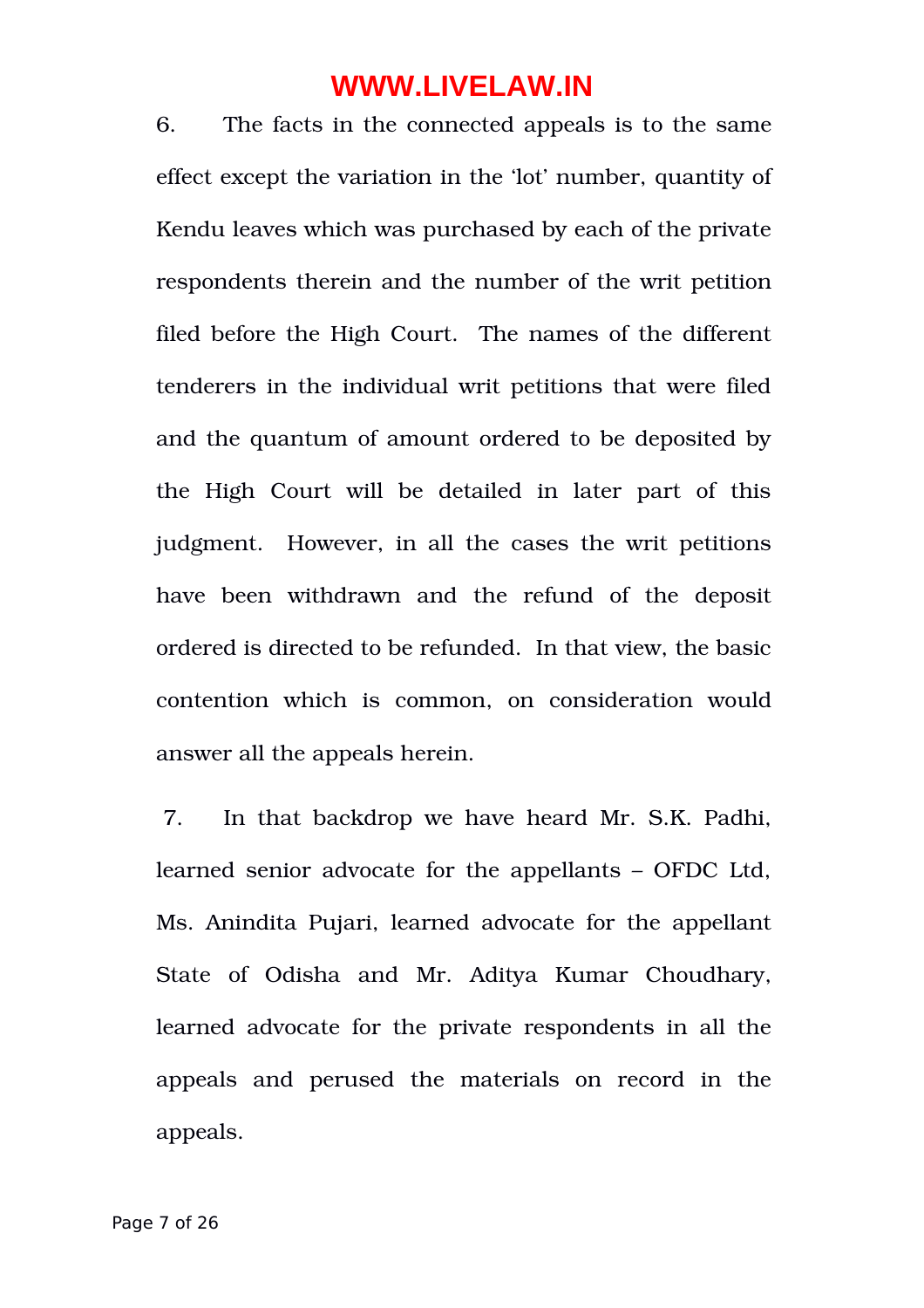6. The facts in the connected appeals is to the same effect except the variation in the 'lot' number, quantity of Kendu leaves which was purchased by each of the private respondents therein and the number of the writ petition filed before the High Court. The names of the different tenderers in the individual writ petitions that were filed and the quantum of amount ordered to be deposited by the High Court will be detailed in later part of this judgment. However, in all the cases the writ petitions have been withdrawn and the refund of the deposit ordered is directed to be refunded. In that view, the basic contention which is common, on consideration would answer all the appeals herein.

7. In that backdrop we have heard Mr. S.K. Padhi, learned senior advocate for the appellants – OFDC Ltd, Ms. Anindita Pujari, learned advocate for the appellant State of Odisha and Mr. Aditya Kumar Choudhary, learned advocate for the private respondents in all the appeals and perused the materials on record in the appeals.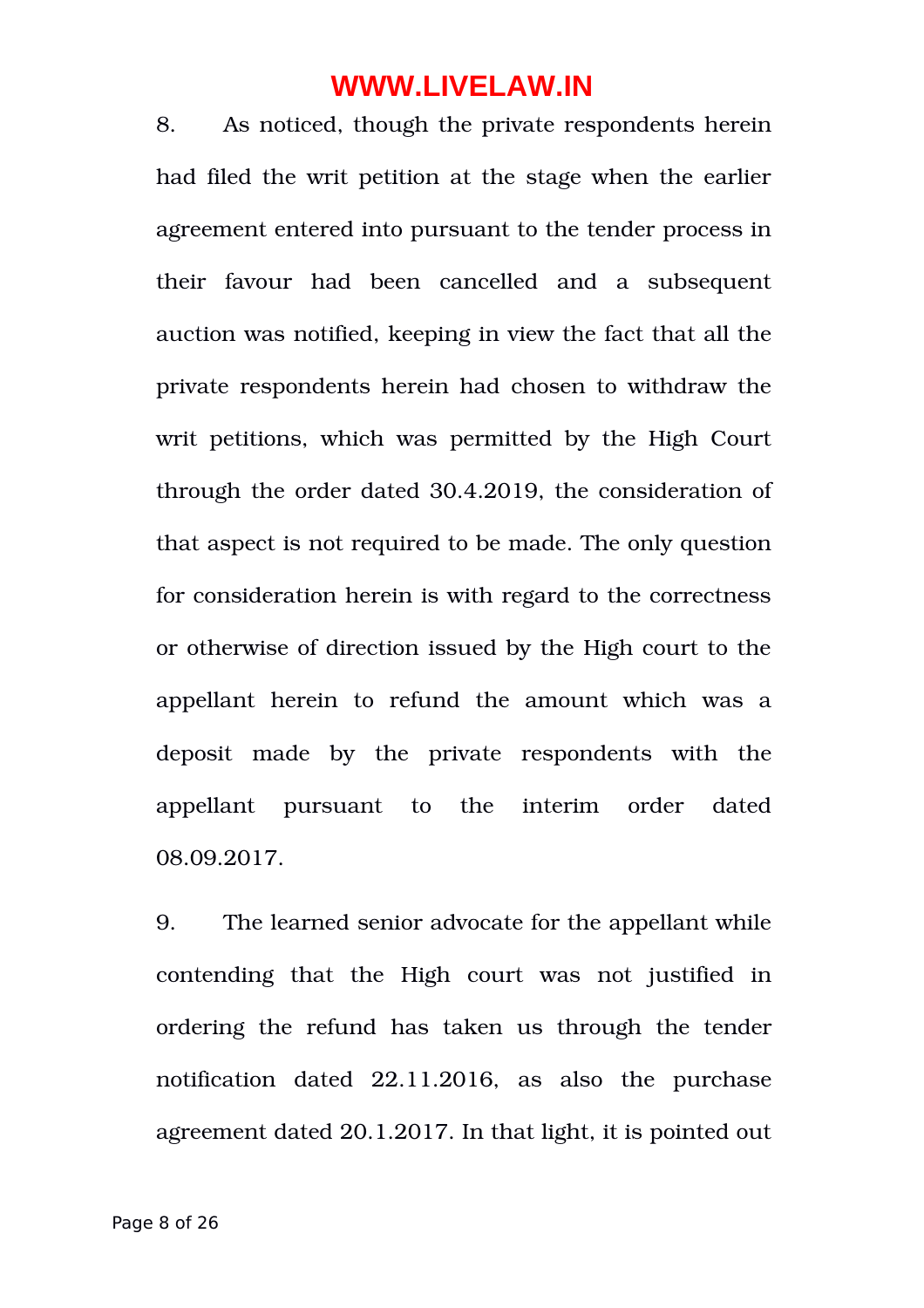8. As noticed, though the private respondents herein had filed the writ petition at the stage when the earlier agreement entered into pursuant to the tender process in their favour had been cancelled and a subsequent auction was notified, keeping in view the fact that all the private respondents herein had chosen to withdraw the writ petitions, which was permitted by the High Court through the order dated 30.4.2019, the consideration of that aspect is not required to be made. The only question for consideration herein is with regard to the correctness or otherwise of direction issued by the High court to the appellant herein to refund the amount which was a deposit made by the private respondents with the appellant pursuant to the interim order dated 08.09.2017.

9. The learned senior advocate for the appellant while contending that the High court was not justified in ordering the refund has taken us through the tender notification dated 22.11.2016, as also the purchase agreement dated 20.1.2017. In that light, it is pointed out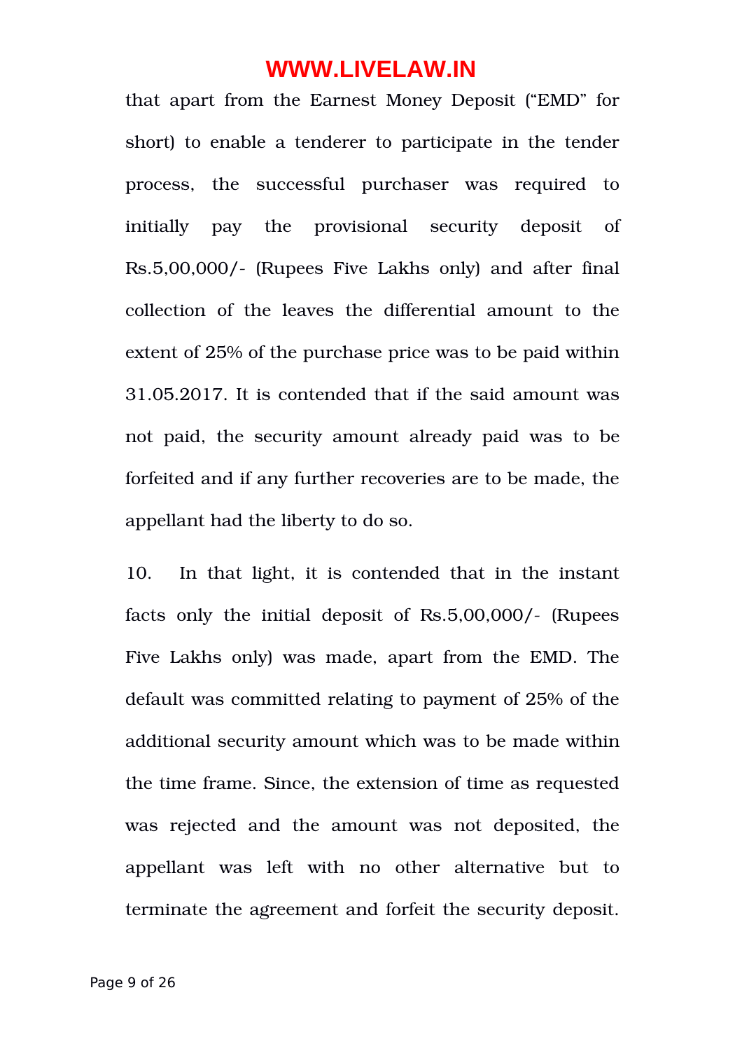that apart from the Earnest Money Deposit ("EMD" for short) to enable a tenderer to participate in the tender process, the successful purchaser was required to initially pay the provisional security deposit of Rs.5,00,000/- (Rupees Five Lakhs only) and after final collection of the leaves the differential amount to the extent of 25% of the purchase price was to be paid within 31.05.2017. It is contended that if the said amount was not paid, the security amount already paid was to be forfeited and if any further recoveries are to be made, the appellant had the liberty to do so.

10. In that light, it is contended that in the instant facts only the initial deposit of Rs.5,00,000/- (Rupees Five Lakhs only) was made, apart from the EMD. The default was committed relating to payment of 25% of the additional security amount which was to be made within the time frame. Since, the extension of time as requested was rejected and the amount was not deposited, the appellant was left with no other alternative but to terminate the agreement and forfeit the security deposit.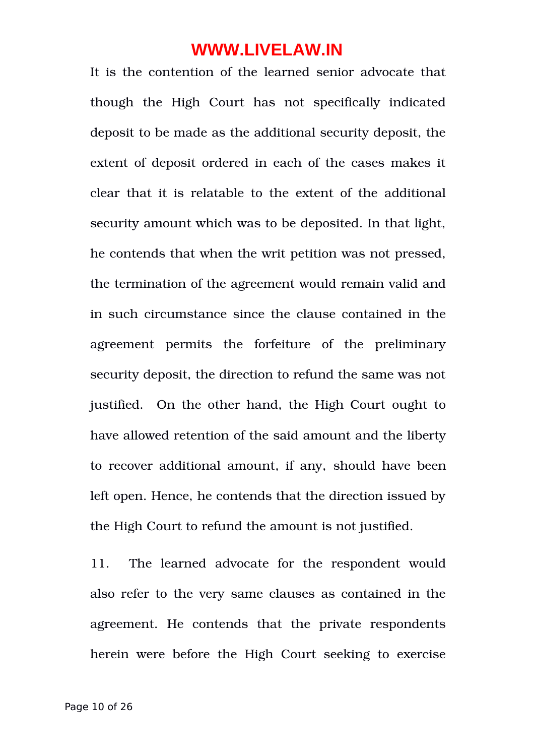It is the contention of the learned senior advocate that though the High Court has not specifically indicated deposit to be made as the additional security deposit, the extent of deposit ordered in each of the cases makes it clear that it is relatable to the extent of the additional security amount which was to be deposited. In that light, he contends that when the writ petition was not pressed, the termination of the agreement would remain valid and in such circumstance since the clause contained in the agreement permits the forfeiture of the preliminary security deposit, the direction to refund the same was not justified. On the other hand, the High Court ought to have allowed retention of the said amount and the liberty to recover additional amount, if any, should have been left open. Hence, he contends that the direction issued by the High Court to refund the amount is not justified.

11. The learned advocate for the respondent would also refer to the very same clauses as contained in the agreement. He contends that the private respondents herein were before the High Court seeking to exercise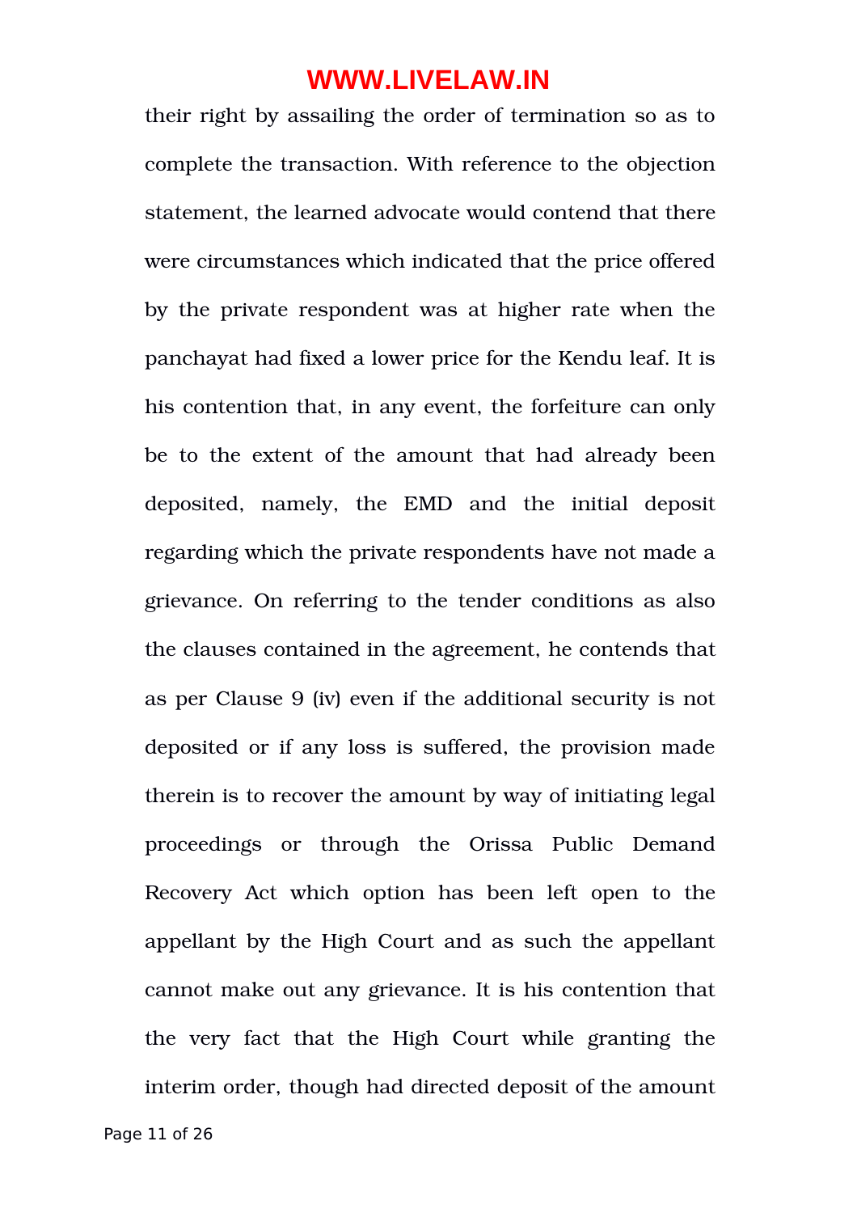their right by assailing the order of termination so as to complete the transaction. With reference to the objection statement, the learned advocate would contend that there were circumstances which indicated that the price offered by the private respondent was at higher rate when the panchayat had fixed a lower price for the Kendu leaf. It is his contention that, in any event, the forfeiture can only be to the extent of the amount that had already been deposited, namely, the EMD and the initial deposit regarding which the private respondents have not made a grievance. On referring to the tender conditions as also the clauses contained in the agreement, he contends that as per Clause 9 (iv) even if the additional security is not deposited or if any loss is suffered, the provision made therein is to recover the amount by way of initiating legal proceedings or through the Orissa Public Demand Recovery Act which option has been left open to the appellant by the High Court and as such the appellant cannot make out any grievance. It is his contention that the very fact that the High Court while granting the interim order, though had directed deposit of the amount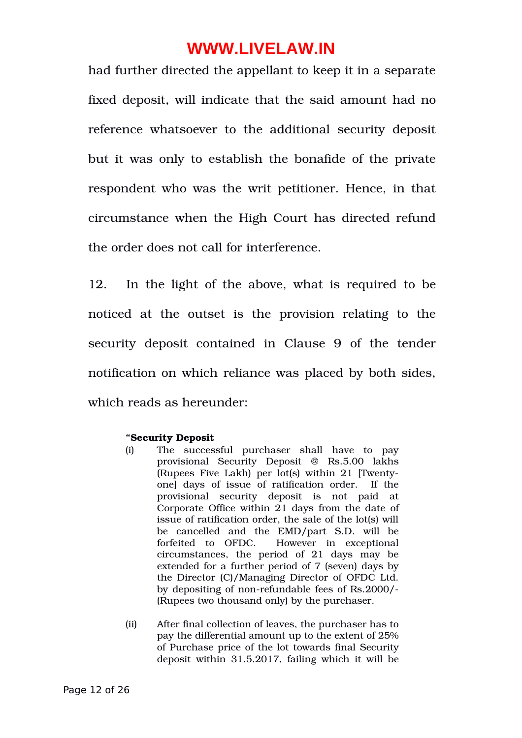had further directed the appellant to keep it in a separate fixed deposit, will indicate that the said amount had no reference whatsoever to the additional security deposit but it was only to establish the bonafide of the private respondent who was the writ petitioner. Hence, in that circumstance when the High Court has directed refund the order does not call for interference.

12. In the light of the above, what is required to be noticed at the outset is the provision relating to the security deposit contained in Clause 9 of the tender notification on which reliance was placed by both sides, which reads as hereunder:

> **"Security Deposit**
>
> (i) The successful purchaser shall have to pay provisional Security Deposit @ Rs.5.00 lakhs (Rupees Five Lakh) per lot(s) within 21 [Twenty-one] days of issue of ratification order. If the provisional security deposit is not paid at Corporate Office within 21 days from the date of issue of ratification order, the sale of the lot(s) will be cancelled and the EMD/part S.D. will be forfeited to OFDC. However in exceptional circumstances, the period of 21 days may be extended for a further period of 7 (seven) days by the Director (C)/Managing Director of OFDC Ltd. by depositing of non-refundable fees of Rs.2000/- (Rupees two thousand only) by the purchaser.
>
> (ii) After final collection of leaves, the purchaser has to pay the differential amount up to the extent of 25% of Purchase price of the lot towards final Security deposit within 31.5.2017, failing which it will be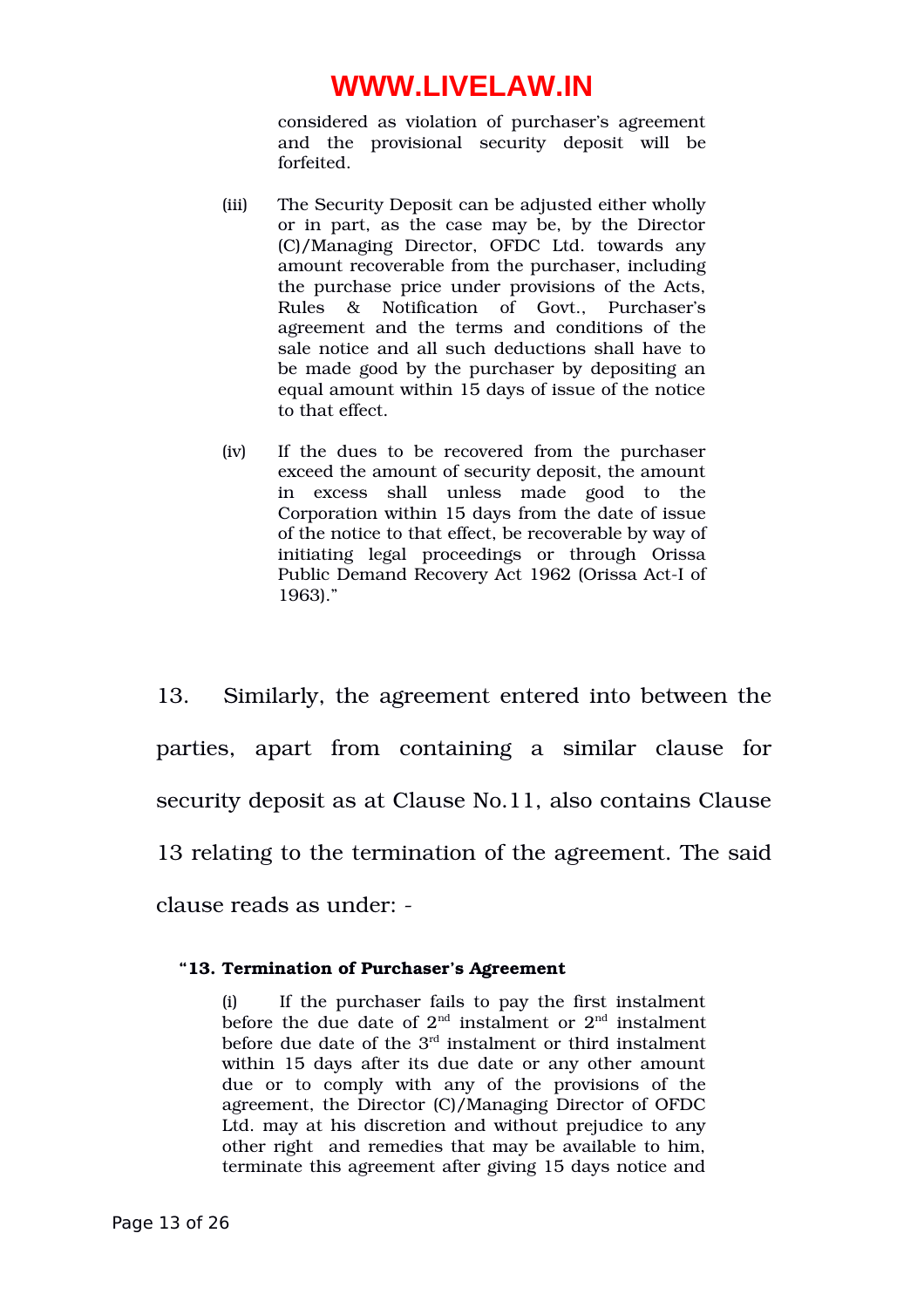considered as violation of purchaser's agreement and the provisional security deposit will be forfeited.

(iii) The Security Deposit can be adjusted either wholly or in part, as the case may be, by the Director (C)/Managing Director, OFDC Ltd. towards any amount recoverable from the purchaser, including the purchase price under provisions of the Acts, Rules & Notification of Govt., Purchaser's agreement and the terms and conditions of the sale notice and all such deductions shall have to be made good by the purchaser by depositing an equal amount within 15 days of issue of the notice to that effect.

(iv) If the dues to be recovered from the purchaser exceed the amount of security deposit, the amount in excess shall unless made good to the Corporation within 15 days from the date of issue of the notice to that effect, be recoverable by way of initiating legal proceedings or through Orissa Public Demand Recovery Act 1962 (Orissa Act-I of 1963)."

13. Similarly, the agreement entered into between the parties, apart from containing a similar clause for security deposit as at Clause No.11, also contains Clause 13 relating to the termination of the agreement. The said clause reads as under: -

**"13. Termination of Purchaser's Agreement**

(i) If the purchaser fails to pay the first instalment before the due date of 2nd instalment or 2nd instalment before due date of the 3rd instalment or third instalment within 15 days after its due date or any other amount due or to comply with any of the provisions of the agreement, the Director (C)/Managing Director of OFDC Ltd. may at his discretion and without prejudice to any other right and remedies that may be available to him, terminate this agreement after giving 15 days notice and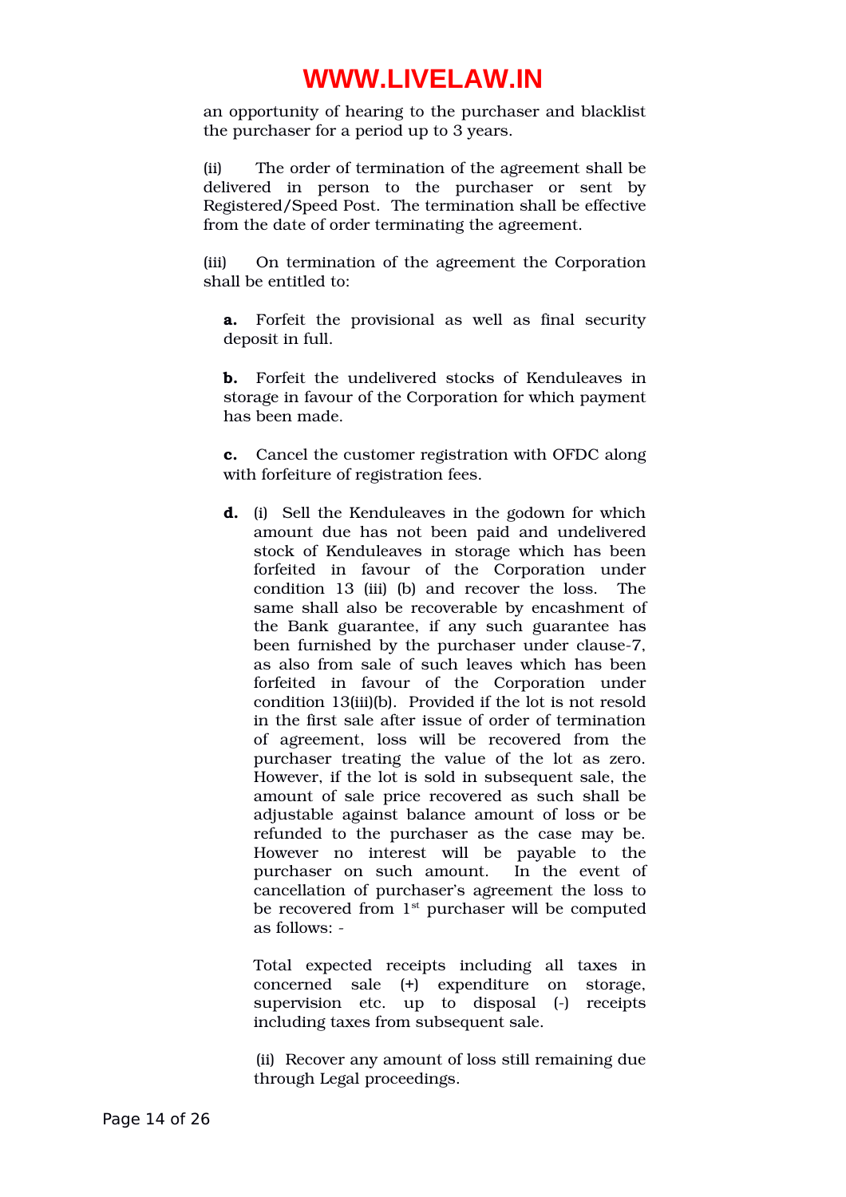an opportunity of hearing to the purchaser and blacklist the purchaser for a period up to 3 years.

(ii) The order of termination of the agreement shall be delivered in person to the purchaser or sent by Registered/Speed Post. The termination shall be effective from the date of order terminating the agreement.

(iii) On termination of the agreement the Corporation shall be entitled to:

**a.** Forfeit the provisional as well as final security deposit in full.

**b.** Forfeit the undelivered stocks of Kenduleaves in storage in favour of the Corporation for which payment has been made.

**c.** Cancel the customer registration with OFDC along with forfeiture of registration fees.

**d.** (i) Sell the Kenduleaves in the godown for which amount due has not been paid and undelivered stock of Kenduleaves in storage which has been forfeited in favour of the Corporation under condition 13 (iii) (b) and recover the loss. The same shall also be recoverable by encashment of the Bank guarantee, if any such guarantee has been furnished by the purchaser under clause-7, as also from sale of such leaves which has been forfeited in favour of the Corporation under condition 13(iii)(b). Provided if the lot is not resold in the first sale after issue of order of termination of agreement, loss will be recovered from the purchaser treating the value of the lot as zero. However, if the lot is sold in subsequent sale, the amount of sale price recovered as such shall be adjustable against balance amount of loss or be refunded to the purchaser as the case may be. However no interest will be payable to the purchaser on such amount. In the event of cancellation of purchaser's agreement the loss to be recovered from 1st purchaser will be computed as follows: -

Total expected receipts including all taxes in concerned sale (+) expenditure on storage, supervision etc. up to disposal (-) receipts including taxes from subsequent sale.

(ii) Recover any amount of loss still remaining due through Legal proceedings.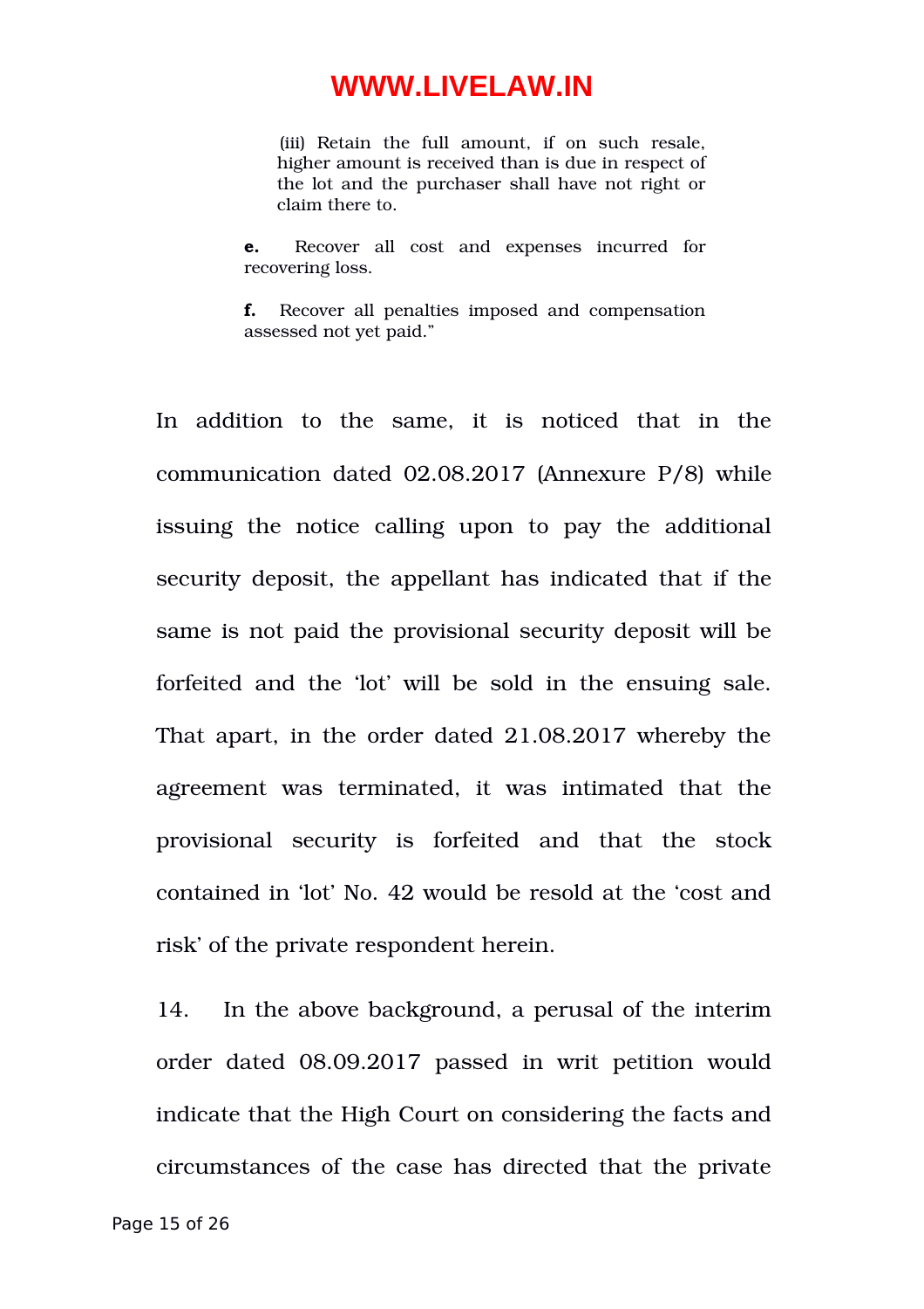(iii) Retain the full amount, if on such resale, higher amount is received than is due in respect of the lot and the purchaser shall have not right or claim there to.

**e.** Recover all cost and expenses incurred for recovering loss.

**f.** Recover all penalties imposed and compensation assessed not yet paid."

In addition to the same, it is noticed that in the communication dated 02.08.2017 (Annexure P/8) while issuing the notice calling upon to pay the additional security deposit, the appellant has indicated that if the same is not paid the provisional security deposit will be forfeited and the 'lot' will be sold in the ensuing sale. That apart, in the order dated 21.08.2017 whereby the agreement was terminated, it was intimated that the provisional security is forfeited and that the stock contained in 'lot' No. 42 would be resold at the 'cost and risk' of the private respondent herein.

14. In the above background, a perusal of the interim order dated 08.09.2017 passed in writ petition would indicate that the High Court on considering the facts and circumstances of the case has directed that the private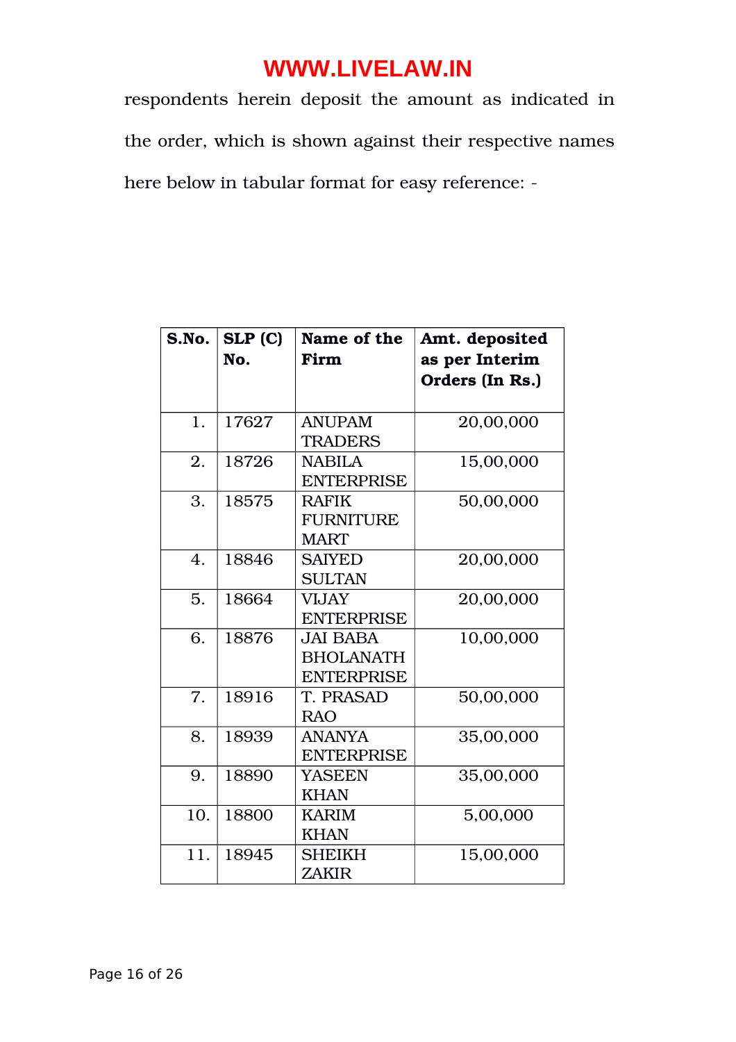respondents herein deposit the amount as indicated in the order, which is shown against their respective names here below in tabular format for easy reference: -

| **S.No.** | **SLP (C) No.** | **Name of the Firm** | **Amt. deposited as per Interim Orders (In Rs.)** |
|---|---|---|---|
| 1. | 17627 | ANUPAM TRADERS | 20,00,000 |
| 2. | 18726 | NABILA ENTERPRISE | 15,00,000 |
| 3. | 18575 | RAFIK FURNITURE MART | 50,00,000 |
| 4. | 18846 | SAIYED SULTAN | 20,00,000 |
| 5. | 18664 | VIJAY ENTERPRISE | 20,00,000 |
| 6. | 18876 | JAI BABA BHOLANATH ENTERPRISE | 10,00,000 |
| 7. | 18916 | T. PRASAD RAO | 50,00,000 |
| 8. | 18939 | ANANYA ENTERPRISE | 35,00,000 |
| 9. | 18890 | YASEEN KHAN | 35,00,000 |
| 10. | 18800 | KARIM KHAN | 5,00,000 |
| 11. | 18945 | SHEIKH ZAKIR | 15,00,000 |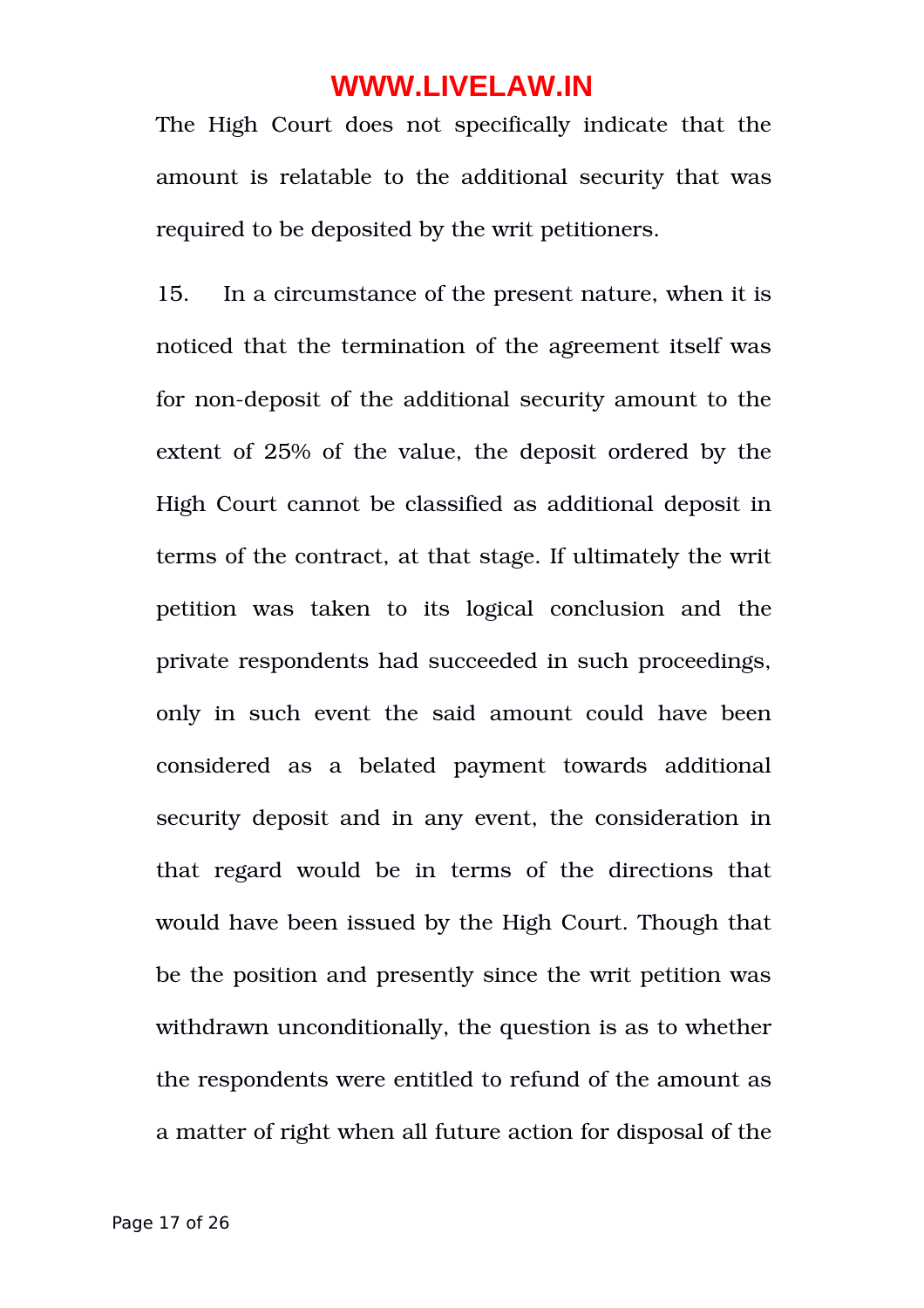The High Court does not specifically indicate that the amount is relatable to the additional security that was required to be deposited by the writ petitioners.

15. In a circumstance of the present nature, when it is noticed that the termination of the agreement itself was for non-deposit of the additional security amount to the extent of 25% of the value, the deposit ordered by the High Court cannot be classified as additional deposit in terms of the contract, at that stage. If ultimately the writ petition was taken to its logical conclusion and the private respondents had succeeded in such proceedings, only in such event the said amount could have been considered as a belated payment towards additional security deposit and in any event, the consideration in that regard would be in terms of the directions that would have been issued by the High Court. Though that be the position and presently since the writ petition was withdrawn unconditionally, the question is as to whether the respondents were entitled to refund of the amount as a matter of right when all future action for disposal of the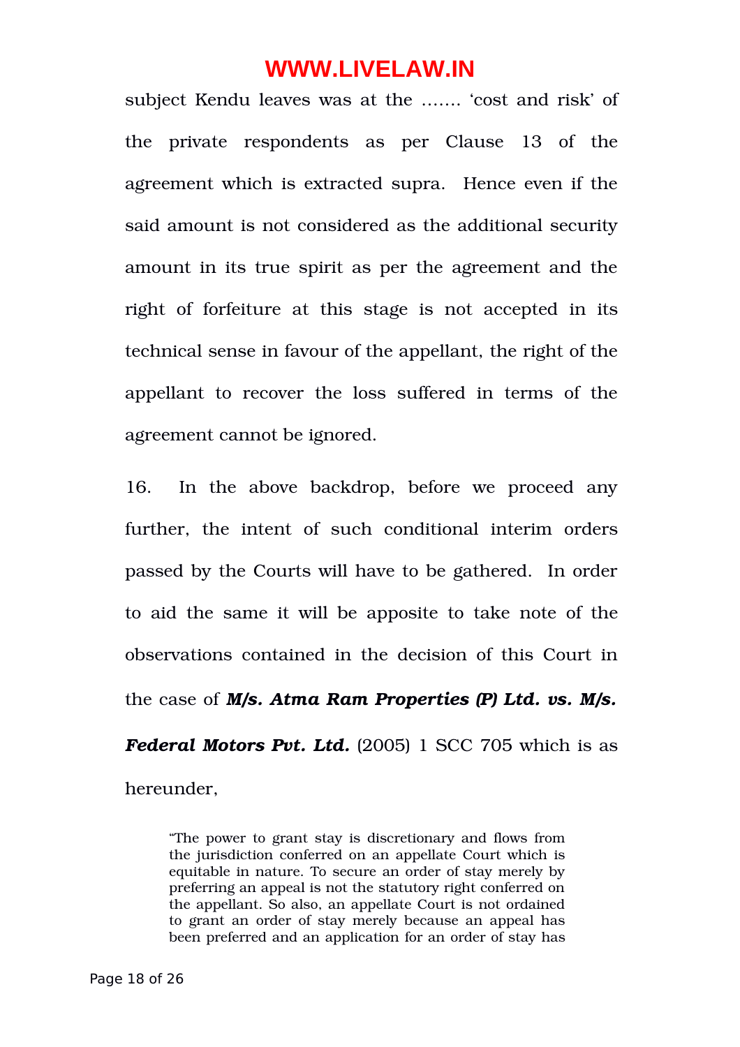subject Kendu leaves was at the ……. 'cost and risk' of the private respondents as per Clause 13 of the agreement which is extracted supra. Hence even if the said amount is not considered as the additional security amount in its true spirit as per the agreement and the right of forfeiture at this stage is not accepted in its technical sense in favour of the appellant, the right of the appellant to recover the loss suffered in terms of the agreement cannot be ignored.

16. In the above backdrop, before we proceed any further, the intent of such conditional interim orders passed by the Courts will have to be gathered. In order to aid the same it will be apposite to take note of the observations contained in the decision of this Court in the case of ***M/s. Atma Ram Properties (P) Ltd. vs. M/s. Federal Motors Pvt. Ltd.*** (2005) 1 SCC 705 which is as hereunder,

> "The power to grant stay is discretionary and flows from the jurisdiction conferred on an appellate Court which is equitable in nature. To secure an order of stay merely by preferring an appeal is not the statutory right conferred on the appellant. So also, an appellate Court is not ordained to grant an order of stay merely because an appeal has been preferred and an application for an order of stay has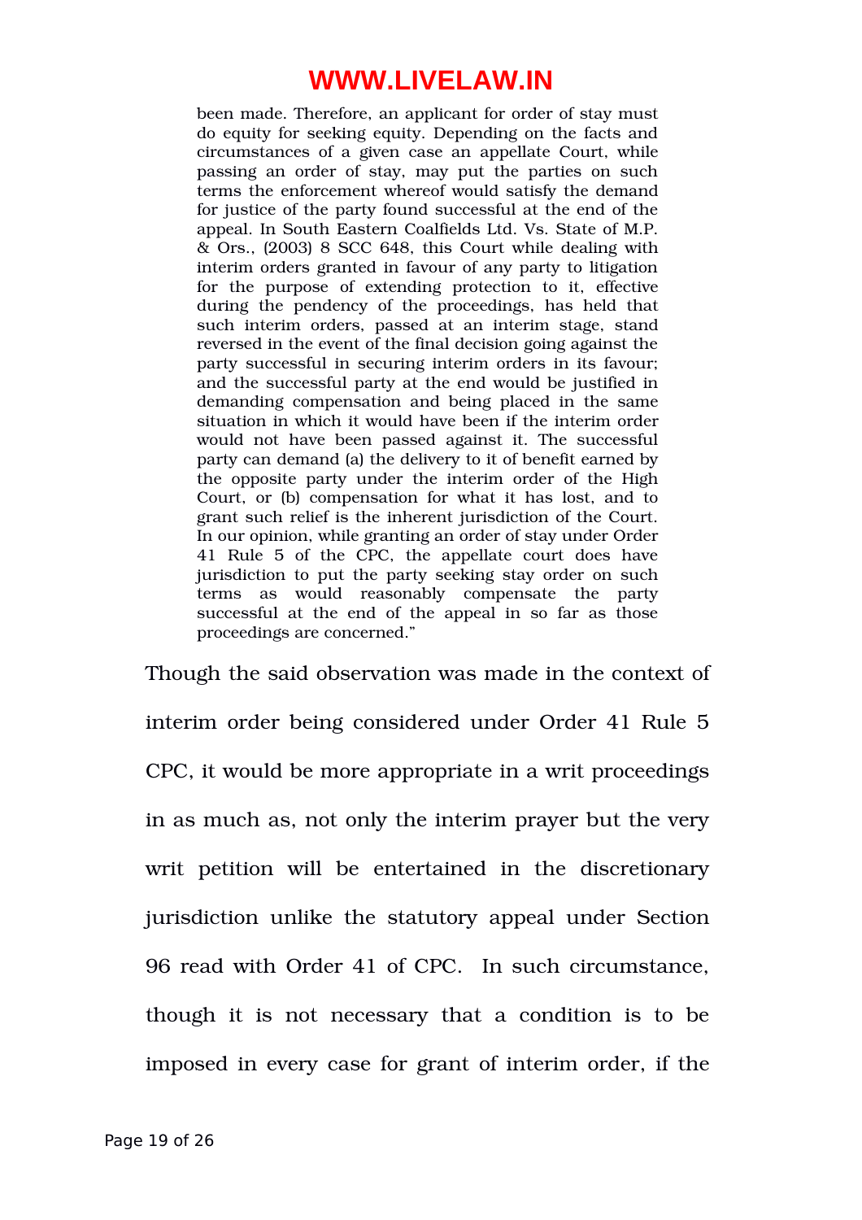> been made. Therefore, an applicant for order of stay must do equity for seeking equity. Depending on the facts and circumstances of a given case an appellate Court, while passing an order of stay, may put the parties on such terms the enforcement whereof would satisfy the demand for justice of the party found successful at the end of the appeal. In South Eastern Coalfields Ltd. Vs. State of M.P. & Ors., (2003) 8 SCC 648, this Court while dealing with interim orders granted in favour of any party to litigation for the purpose of extending protection to it, effective during the pendency of the proceedings, has held that such interim orders, passed at an interim stage, stand reversed in the event of the final decision going against the party successful in securing interim orders in its favour; and the successful party at the end would be justified in demanding compensation and being placed in the same situation in which it would have been if the interim order would not have been passed against it. The successful party can demand (a) the delivery to it of benefit earned by the opposite party under the interim order of the High Court, or (b) compensation for what it has lost, and to grant such relief is the inherent jurisdiction of the Court. In our opinion, while granting an order of stay under Order 41 Rule 5 of the CPC, the appellate court does have jurisdiction to put the party seeking stay order on such terms as would reasonably compensate the party successful at the end of the appeal in so far as those proceedings are concerned."

Though the said observation was made in the context of interim order being considered under Order 41 Rule 5 CPC, it would be more appropriate in a writ proceedings in as much as, not only the interim prayer but the very writ petition will be entertained in the discretionary jurisdiction unlike the statutory appeal under Section 96 read with Order 41 of CPC. In such circumstance, though it is not necessary that a condition is to be imposed in every case for grant of interim order, if the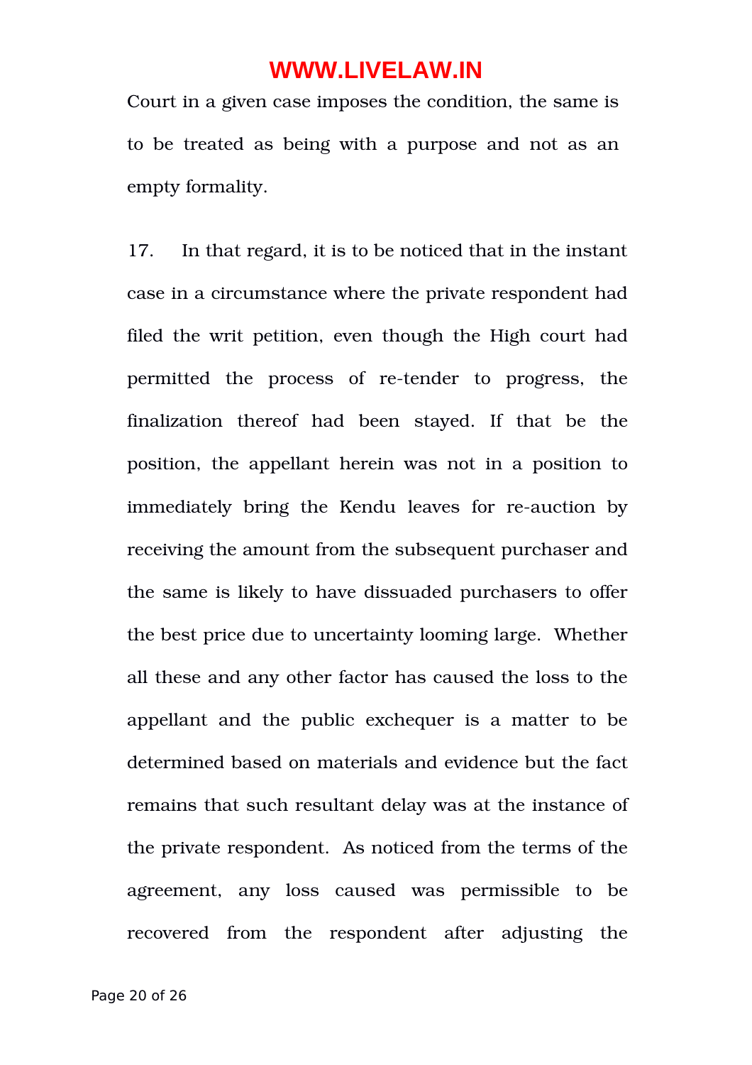Court in a given case imposes the condition, the same is to be treated as being with a purpose and not as an empty formality.

17. In that regard, it is to be noticed that in the instant case in a circumstance where the private respondent had filed the writ petition, even though the High court had permitted the process of re-tender to progress, the finalization thereof had been stayed. If that be the position, the appellant herein was not in a position to immediately bring the Kendu leaves for re-auction by receiving the amount from the subsequent purchaser and the same is likely to have dissuaded purchasers to offer the best price due to uncertainty looming large. Whether all these and any other factor has caused the loss to the appellant and the public exchequer is a matter to be determined based on materials and evidence but the fact remains that such resultant delay was at the instance of the private respondent. As noticed from the terms of the agreement, any loss caused was permissible to be recovered from the respondent after adjusting the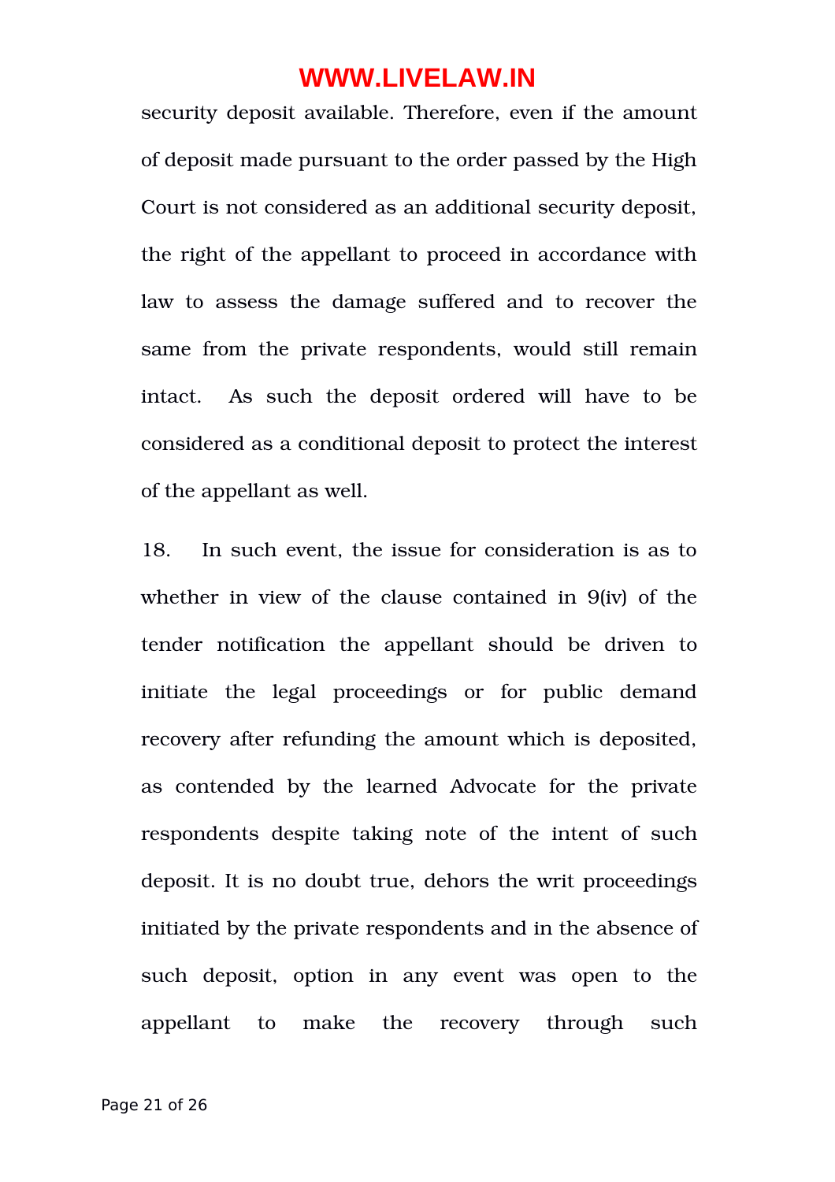security deposit available. Therefore, even if the amount of deposit made pursuant to the order passed by the High Court is not considered as an additional security deposit, the right of the appellant to proceed in accordance with law to assess the damage suffered and to recover the same from the private respondents, would still remain intact. As such the deposit ordered will have to be considered as a conditional deposit to protect the interest of the appellant as well.

18. In such event, the issue for consideration is as to whether in view of the clause contained in 9(iv) of the tender notification the appellant should be driven to initiate the legal proceedings or for public demand recovery after refunding the amount which is deposited, as contended by the learned Advocate for the private respondents despite taking note of the intent of such deposit. It is no doubt true, dehors the writ proceedings initiated by the private respondents and in the absence of such deposit, option in any event was open to the appellant to make the recovery through such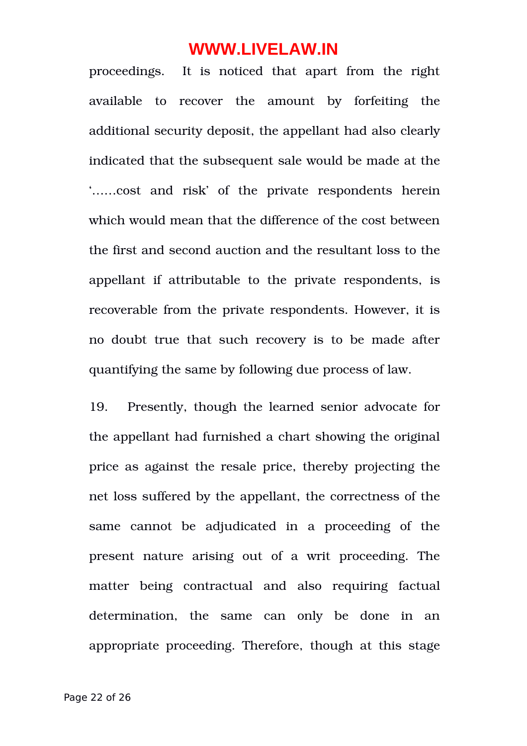proceedings. It is noticed that apart from the right available to recover the amount by forfeiting the additional security deposit, the appellant had also clearly indicated that the subsequent sale would be made at the '……cost and risk' of the private respondents herein which would mean that the difference of the cost between the first and second auction and the resultant loss to the appellant if attributable to the private respondents, is recoverable from the private respondents. However, it is no doubt true that such recovery is to be made after quantifying the same by following due process of law.

19. Presently, though the learned senior advocate for the appellant had furnished a chart showing the original price as against the resale price, thereby projecting the net loss suffered by the appellant, the correctness of the same cannot be adjudicated in a proceeding of the present nature arising out of a writ proceeding. The matter being contractual and also requiring factual determination, the same can only be done in an appropriate proceeding. Therefore, though at this stage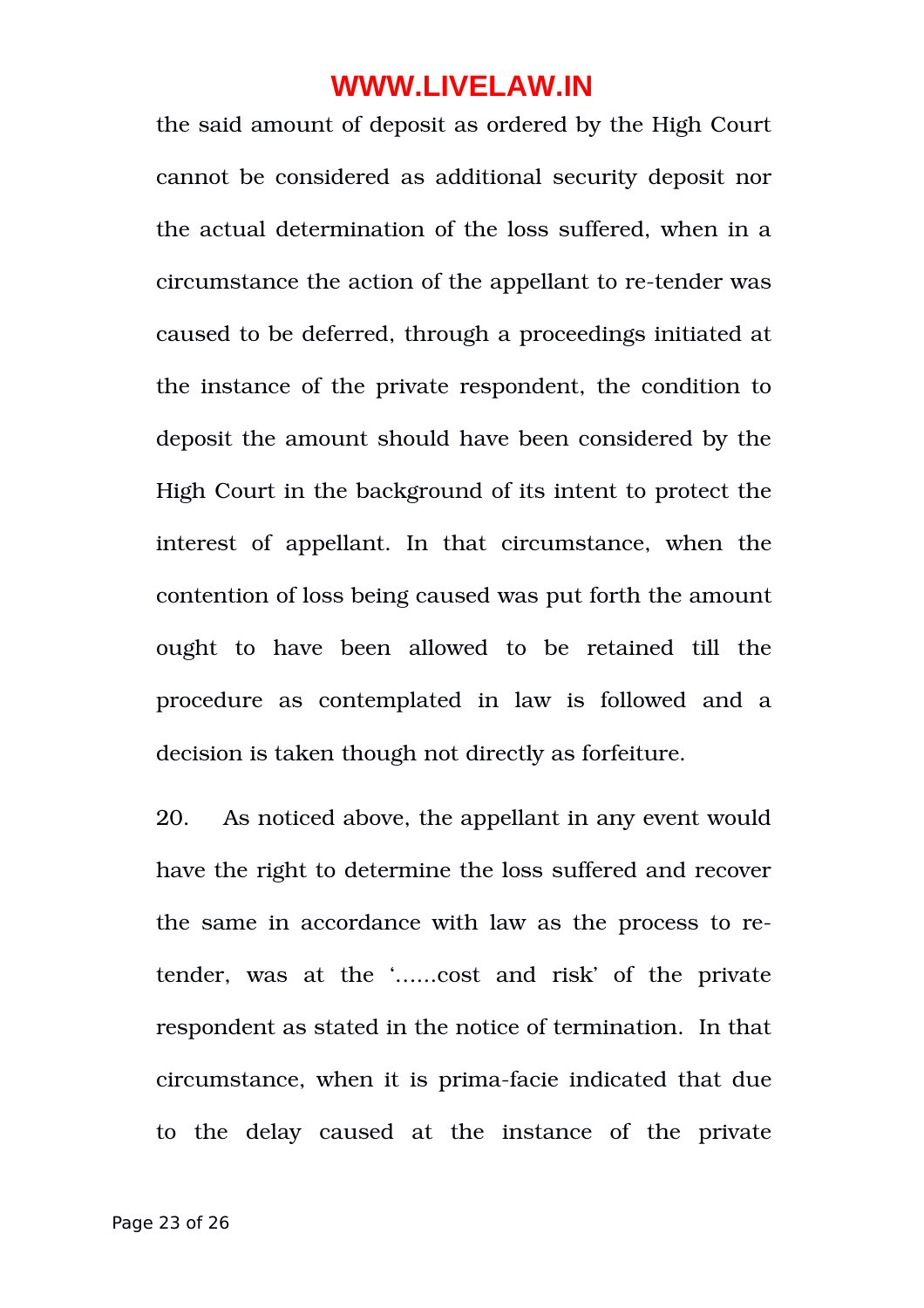the said amount of deposit as ordered by the High Court cannot be considered as additional security deposit nor the actual determination of the loss suffered, when in a circumstance the action of the appellant to re-tender was caused to be deferred, through a proceedings initiated at the instance of the private respondent, the condition to deposit the amount should have been considered by the High Court in the background of its intent to protect the interest of appellant. In that circumstance, when the contention of loss being caused was put forth the amount ought to have been allowed to be retained till the procedure as contemplated in law is followed and a decision is taken though not directly as forfeiture.

20. As noticed above, the appellant in any event would have the right to determine the loss suffered and recover the same in accordance with law as the process to re-tender, was at the '……cost and risk' of the private respondent as stated in the notice of termination. In that circumstance, when it is prima-facie indicated that due to the delay caused at the instance of the private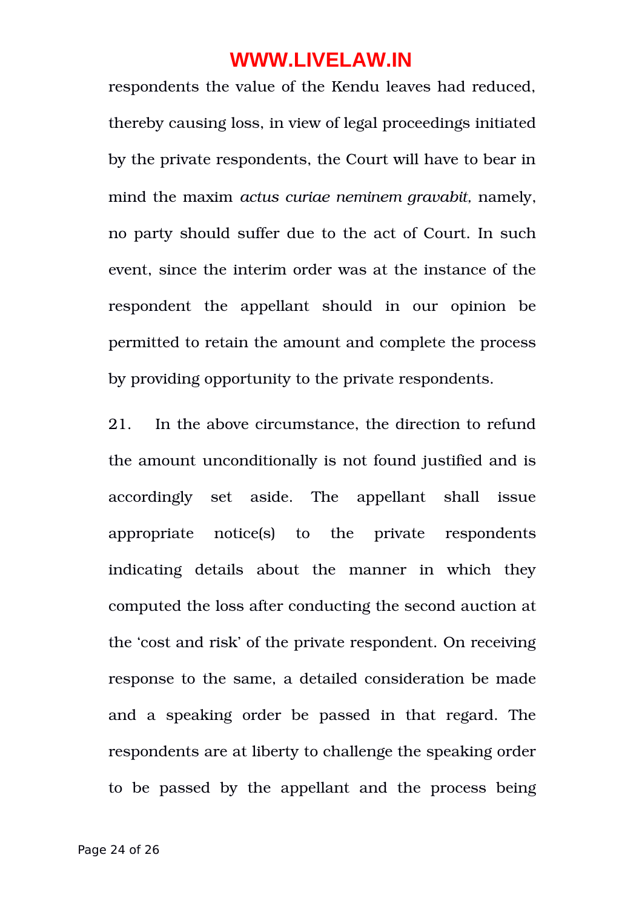respondents the value of the Kendu leaves had reduced, thereby causing loss, in view of legal proceedings initiated by the private respondents, the Court will have to bear in mind the maxim *actus curiae neminem gravabit,* namely, no party should suffer due to the act of Court. In such event, since the interim order was at the instance of the respondent the appellant should in our opinion be permitted to retain the amount and complete the process by providing opportunity to the private respondents.

21. In the above circumstance, the direction to refund the amount unconditionally is not found justified and is accordingly set aside. The appellant shall issue appropriate notice(s) to the private respondents indicating details about the manner in which they computed the loss after conducting the second auction at the 'cost and risk' of the private respondent. On receiving response to the same, a detailed consideration be made and a speaking order be passed in that regard. The respondents are at liberty to challenge the speaking order to be passed by the appellant and the process being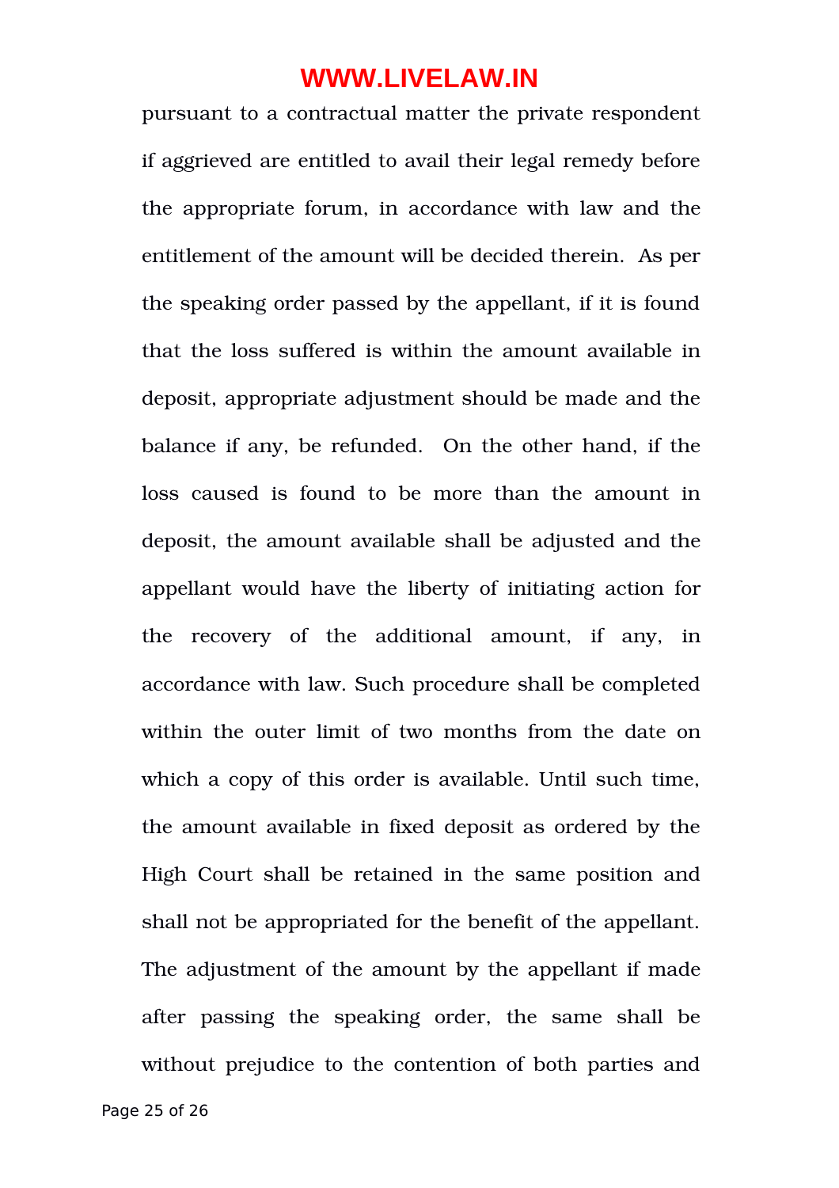pursuant to a contractual matter the private respondent if aggrieved are entitled to avail their legal remedy before the appropriate forum, in accordance with law and the entitlement of the amount will be decided therein. As per the speaking order passed by the appellant, if it is found that the loss suffered is within the amount available in deposit, appropriate adjustment should be made and the balance if any, be refunded. On the other hand, if the loss caused is found to be more than the amount in deposit, the amount available shall be adjusted and the appellant would have the liberty of initiating action for the recovery of the additional amount, if any, in accordance with law. Such procedure shall be completed within the outer limit of two months from the date on which a copy of this order is available. Until such time, the amount available in fixed deposit as ordered by the High Court shall be retained in the same position and shall not be appropriated for the benefit of the appellant. The adjustment of the amount by the appellant if made after passing the speaking order, the same shall be without prejudice to the contention of both parties and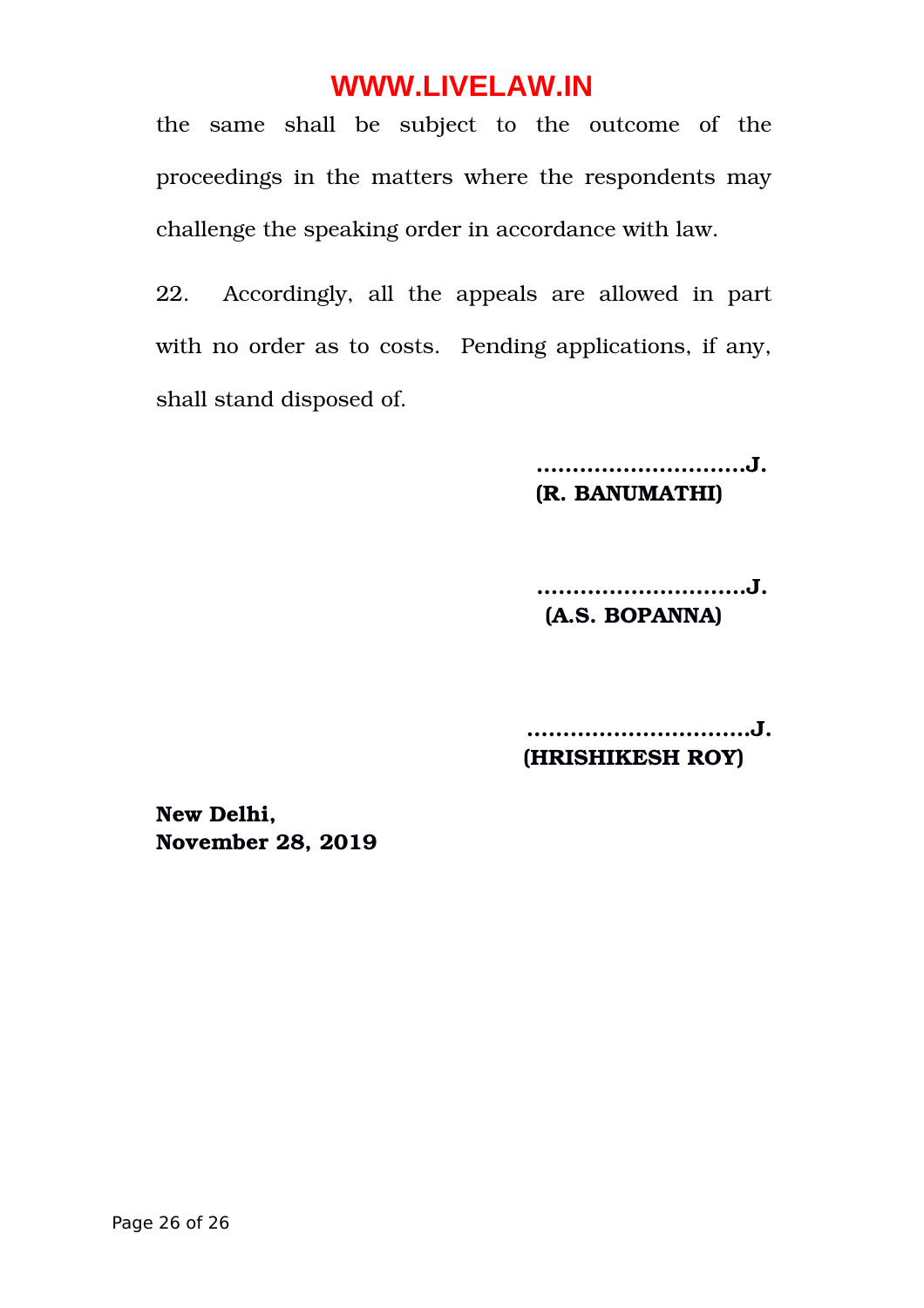the same shall be subject to the outcome of the proceedings in the matters where the respondents may challenge the speaking order in accordance with law.

22. Accordingly, all the appeals are allowed in part with no order as to costs. Pending applications, if any, shall stand disposed of.

**..............................J.**
**(R. BANUMATHI)**

**..............................J.**
**(A.S. BOPANNA)**

**................................J.**
**(HRISHIKESH ROY)**

**New Delhi,**
**November 28, 2019**